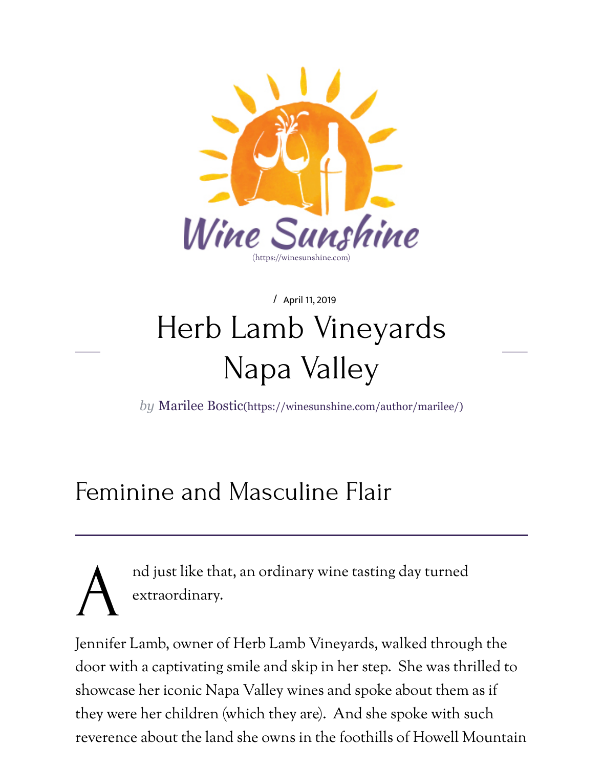Wine Sunshine
(https://winesunshine.com)

/ April 11, 2019

# Herb Lamb Vineyards Napa Valley

*by* Marilee Bostic(https://winesunshine.com/author/marilee/)

## Feminine and Masculine Flair

And just like that, an ordinary wine tasting day turned extraordinary.

Jennifer Lamb, owner of Herb Lamb Vineyards, walked through the door with a captivating smile and skip in her step. She was thrilled to showcase her iconic Napa Valley wines and spoke about them as if they were her children (which they are). And she spoke with such reverence about the land she owns in the foothills of Howell Mountain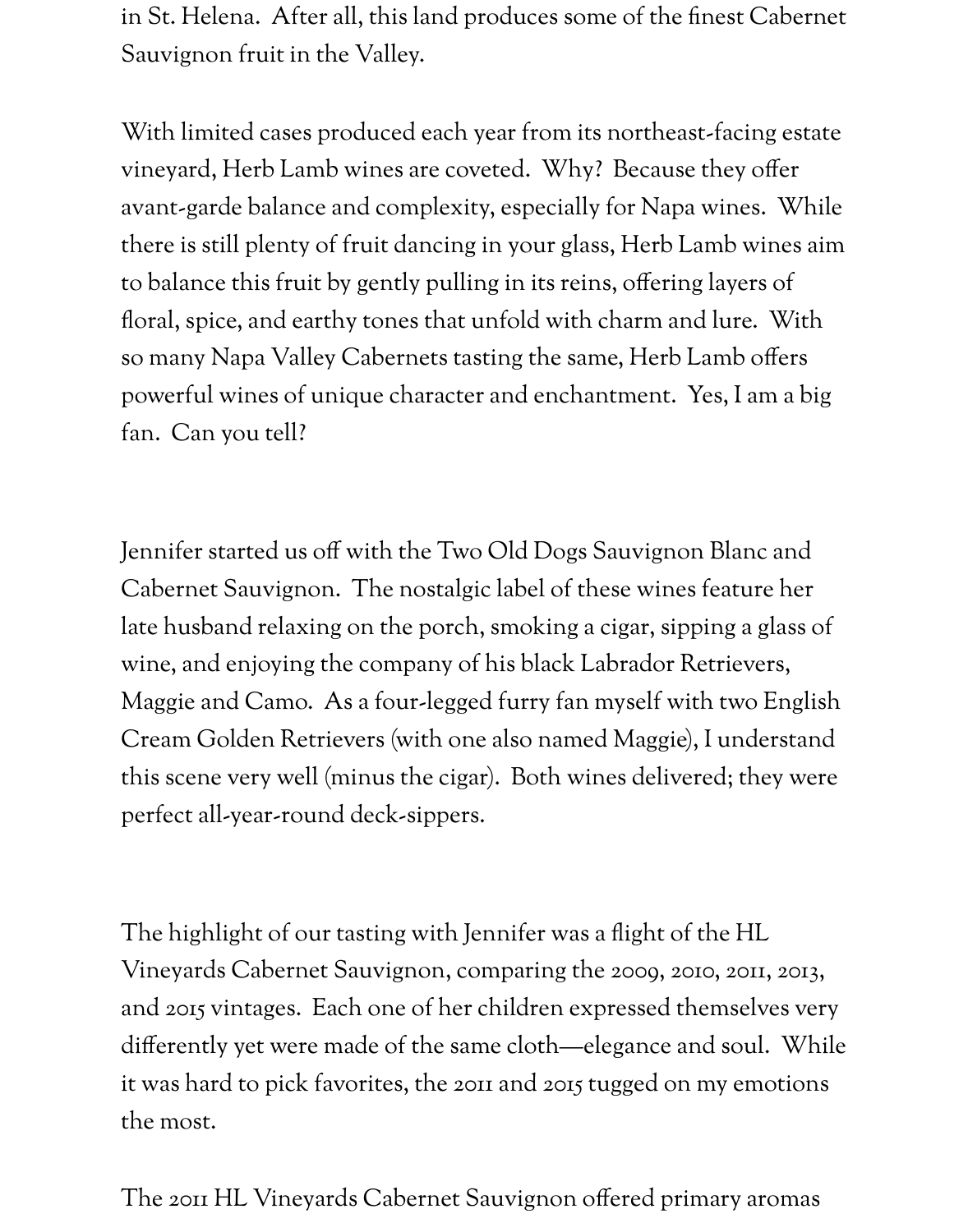in St. Helena. After all, this land produces some of the finest Cabernet Sauvignon fruit in the Valley.

With limited cases produced each year from its northeast-facing estate vineyard, Herb Lamb wines are coveted. Why? Because they offer avant-garde balance and complexity, especially for Napa wines. While there is still plenty of fruit dancing in your glass, Herb Lamb wines aim to balance this fruit by gently pulling in its reins, offering layers of floral, spice, and earthy tones that unfold with charm and lure. With so many Napa Valley Cabernets tasting the same, Herb Lamb offers powerful wines of unique character and enchantment. Yes, I am a big fan. Can you tell?

Jennifer started us off with the Two Old Dogs Sauvignon Blanc and Cabernet Sauvignon. The nostalgic label of these wines feature her late husband relaxing on the porch, smoking a cigar, sipping a glass of wine, and enjoying the company of his black Labrador Retrievers, Maggie and Camo. As a four-legged furry fan myself with two English Cream Golden Retrievers (with one also named Maggie), I understand this scene very well (minus the cigar). Both wines delivered; they were perfect all-year-round deck-sippers.

The highlight of our tasting with Jennifer was a flight of the HL Vineyards Cabernet Sauvignon, comparing the 2009, 2010, 2011, 2013, and 2015 vintages. Each one of her children expressed themselves very differently yet were made of the same cloth—elegance and soul. While it was hard to pick favorites, the 2011 and 2015 tugged on my emotions the most.

The 2011 HL Vineyards Cabernet Sauvignon offered primary aromas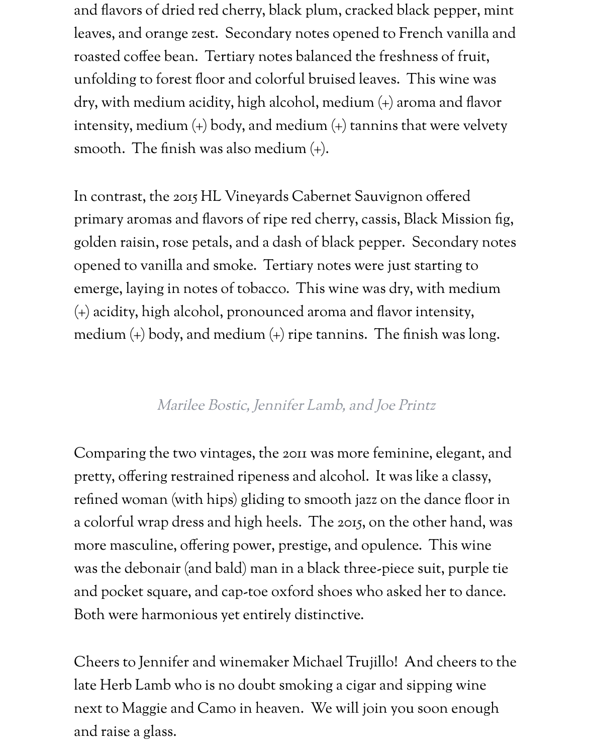and flavors of dried red cherry, black plum, cracked black pepper, mint leaves, and orange zest.  Secondary notes opened to French vanilla and roasted coffee bean.  Tertiary notes balanced the freshness of fruit, unfolding to forest floor and colorful bruised leaves.  This wine was dry, with medium acidity, high alcohol, medium (+) aroma and flavor intensity, medium (+) body, and medium (+) tannins that were velvety smooth.  The finish was also medium (+).

In contrast, the 2015 HL Vineyards Cabernet Sauvignon offered primary aromas and flavors of ripe red cherry, cassis, Black Mission fig, golden raisin, rose petals, and a dash of black pepper.  Secondary notes opened to vanilla and smoke.  Tertiary notes were just starting to emerge, laying in notes of tobacco.  This wine was dry, with medium (+) acidity, high alcohol, pronounced aroma and flavor intensity, medium (+) body, and medium (+) ripe tannins.  The finish was long.

*Marilee Bostic, Jennifer Lamb, and Joe Printz*

Comparing the two vintages, the 2011 was more feminine, elegant, and pretty, offering restrained ripeness and alcohol.  It was like a classy, refined woman (with hips) gliding to smooth jazz on the dance floor in a colorful wrap dress and high heels.  The 2015, on the other hand, was more masculine, offering power, prestige, and opulence.  This wine was the debonair (and bald) man in a black three-piece suit, purple tie and pocket square, and cap-toe oxford shoes who asked her to dance. Both were harmonious yet entirely distinctive.

Cheers to Jennifer and winemaker Michael Trujillo!  And cheers to the late Herb Lamb who is no doubt smoking a cigar and sipping wine next to Maggie and Camo in heaven.  We will join you soon enough and raise a glass.